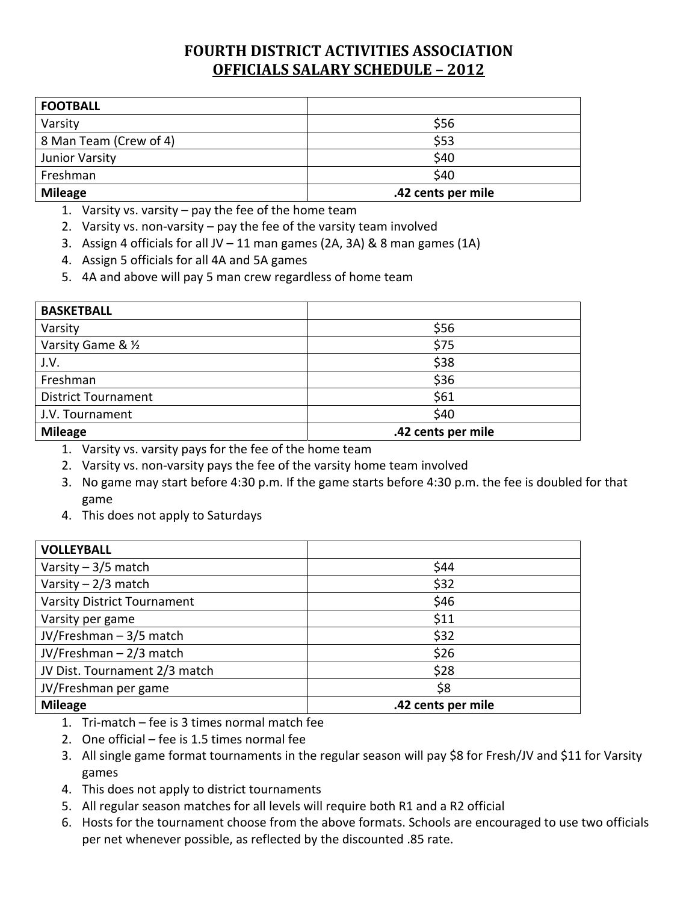# FOURTH DISTRICT ACTIVITIES ASSOCIATION

## OFFICIALS SALARY SCHEDULE – 2012

| FOOTBALL | |
|---|---|
| Varsity | $56 |
| 8 Man Team (Crew of 4) | $53 |
| Junior Varsity | $40 |
| Freshman | $40 |
| **Mileage** | **.42 cents per mile** |

1. Varsity vs. varsity – pay the fee of the home team
2. Varsity vs. non-varsity – pay the fee of the varsity team involved
3. Assign 4 officials for all JV – 11 man games (2A, 3A) & 8 man games (1A)
4. Assign 5 officials for all 4A and 5A games
5. 4A and above will pay 5 man crew regardless of home team

| BASKETBALL | |
|---|---|
| Varsity | $56 |
| Varsity Game & ½ | $75 |
| J.V. | $38 |
| Freshman | $36 |
| District Tournament | $61 |
| J.V. Tournament | $40 |
| **Mileage** | **.42 cents per mile** |

1. Varsity vs. varsity pays for the fee of the home team
2. Varsity vs. non-varsity pays the fee of the varsity home team involved
3. No game may start before 4:30 p.m. If the game starts before 4:30 p.m. the fee is doubled for that game
4. This does not apply to Saturdays

| VOLLEYBALL | |
|---|---|
| Varsity – 3/5 match | $44 |
| Varsity – 2/3 match | $32 |
| Varsity District Tournament | $46 |
| Varsity per game | $11 |
| JV/Freshman – 3/5 match | $32 |
| JV/Freshman – 2/3 match | $26 |
| JV Dist. Tournament 2/3 match | $28 |
| JV/Freshman per game | $8 |
| **Mileage** | **.42 cents per mile** |

1. Tri-match – fee is 3 times normal match fee
2. One official – fee is 1.5 times normal fee
3. All single game format tournaments in the regular season will pay $8 for Fresh/JV and $11 for Varsity games
4. This does not apply to district tournaments
5. All regular season matches for all levels will require both R1 and a R2 official
6. Hosts for the tournament choose from the above formats. Schools are encouraged to use two officials per net whenever possible, as reflected by the discounted .85 rate.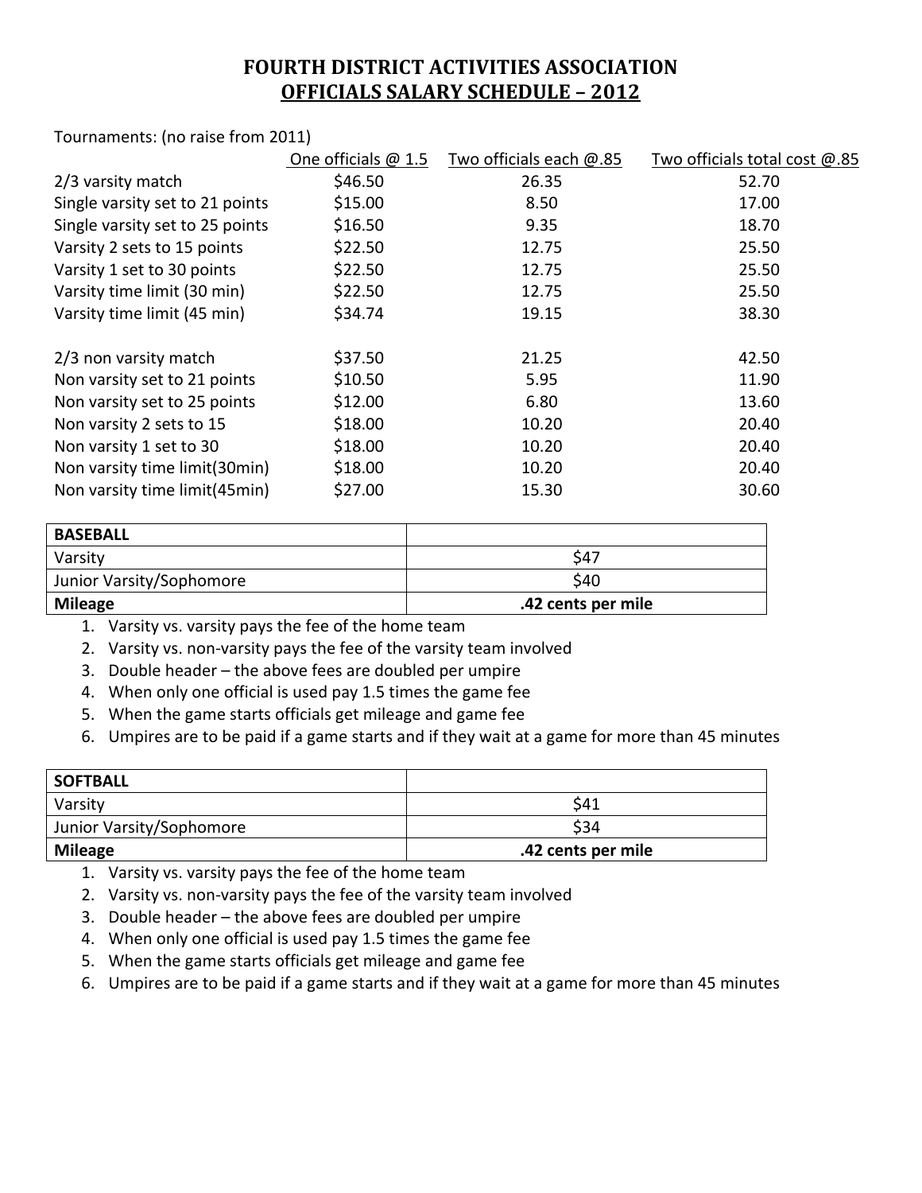# FOURTH DISTRICT ACTIVITIES ASSOCIATION
## OFFICIALS SALARY SCHEDULE – 2012

Tournaments: (no raise from 2011)

| | One officials @ 1.5 | Two officials each @.85 | Two officials total cost @.85 |
|---|---|---|---|
| 2/3 varsity match | $46.50 | 26.35 | 52.70 |
| Single varsity set to 21 points | $15.00 | 8.50 | 17.00 |
| Single varsity set to 25 points | $16.50 | 9.35 | 18.70 |
| Varsity 2 sets to 15 points | $22.50 | 12.75 | 25.50 |
| Varsity 1 set to 30 points | $22.50 | 12.75 | 25.50 |
| Varsity time limit (30 min) | $22.50 | 12.75 | 25.50 |
| Varsity time limit (45 min) | $34.74 | 19.15 | 38.30 |
| | | | |
| 2/3 non varsity match | $37.50 | 21.25 | 42.50 |
| Non varsity set to 21 points | $10.50 | 5.95 | 11.90 |
| Non varsity set to 25 points | $12.00 | 6.80 | 13.60 |
| Non varsity 2 sets to 15 | $18.00 | 10.20 | 20.40 |
| Non varsity 1 set to 30 | $18.00 | 10.20 | 20.40 |
| Non varsity time limit(30min) | $18.00 | 10.20 | 20.40 |
| Non varsity time limit(45min) | $27.00 | 15.30 | 30.60 |

| **BASEBALL** | |
|---|---|
| Varsity | $47 |
| Junior Varsity/Sophomore | $40 |
| **Mileage** | **.42 cents per mile** |

1. Varsity vs. varsity pays the fee of the home team
2. Varsity vs. non-varsity pays the fee of the varsity team involved
3. Double header – the above fees are doubled per umpire
4. When only one official is used pay 1.5 times the game fee
5. When the game starts officials get mileage and game fee
6. Umpires are to be paid if a game starts and if they wait at a game for more than 45 minutes

| **SOFTBALL** | |
|---|---|
| Varsity | $41 |
| Junior Varsity/Sophomore | $34 |
| **Mileage** | **.42 cents per mile** |

1. Varsity vs. varsity pays the fee of the home team
2. Varsity vs. non-varsity pays the fee of the varsity team involved
3. Double header – the above fees are doubled per umpire
4. When only one official is used pay 1.5 times the game fee
5. When the game starts officials get mileage and game fee
6. Umpires are to be paid if a game starts and if they wait at a game for more than 45 minutes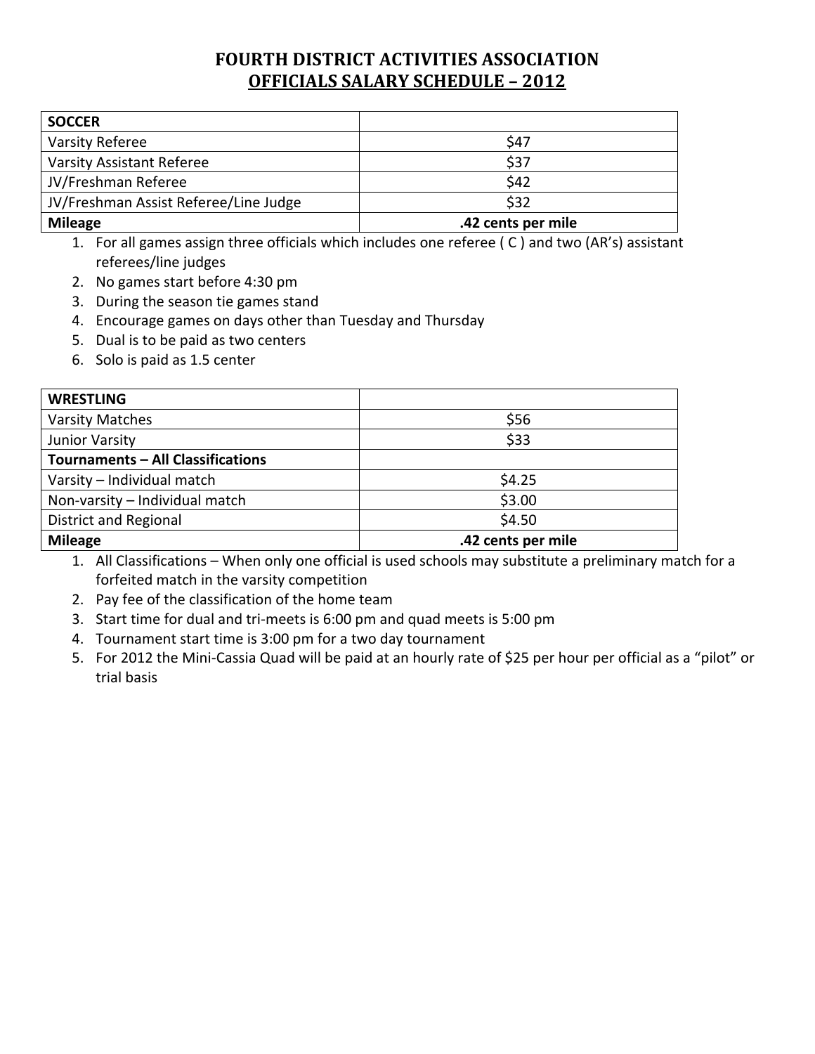# FOURTH DISTRICT ACTIVITIES ASSOCIATION

## OFFICIALS SALARY SCHEDULE – 2012

| **SOCCER** | |
|---|---|
| Varsity Referee | $47 |
| Varsity Assistant Referee | $37 |
| JV/Freshman Referee | $42 |
| JV/Freshman Assist Referee/Line Judge | $32 |
| **Mileage** | **.42 cents per mile** |

1. For all games assign three officials which includes one referee ( C ) and two (AR's) assistant referees/line judges
2. No games start before 4:30 pm
3. During the season tie games stand
4. Encourage games on days other than Tuesday and Thursday
5. Dual is to be paid as two centers
6. Solo is paid as 1.5 center

| **WRESTLING** | |
|---|---|
| Varsity Matches | $56 |
| Junior Varsity | $33 |
| **Tournaments – All Classifications** | |
| Varsity – Individual match | $4.25 |
| Non-varsity – Individual match | $3.00 |
| District and Regional | $4.50 |
| **Mileage** | **.42 cents per mile** |

1. All Classifications – When only one official is used schools may substitute a preliminary match for a forfeited match in the varsity competition
2. Pay fee of the classification of the home team
3. Start time for dual and tri-meets is 6:00 pm and quad meets is 5:00 pm
4. Tournament start time is 3:00 pm for a two day tournament
5. For 2012 the Mini-Cassia Quad will be paid at an hourly rate of $25 per hour per official as a "pilot" or trial basis